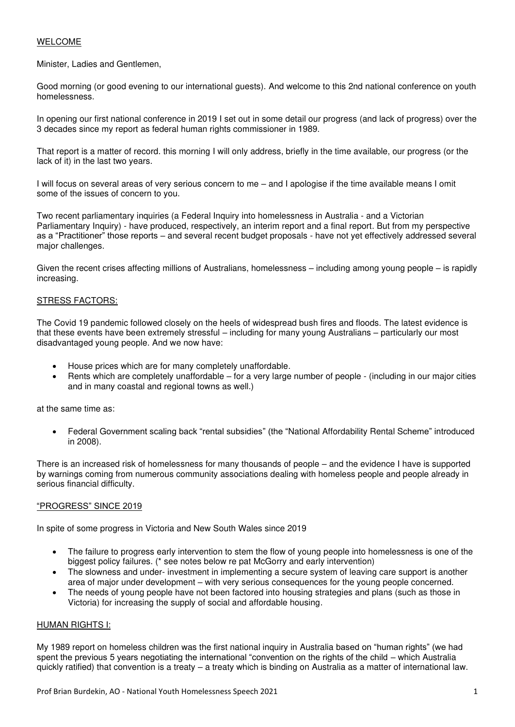## WELCOME

Minister, Ladies and Gentlemen,

Good morning (or good evening to our international guests). And welcome to this 2nd national conference on youth homelessness.

In opening our first national conference in 2019 I set out in some detail our progress (and lack of progress) over the 3 decades since my report as federal human rights commissioner in 1989.

That report is a matter of record. this morning I will only address, briefly in the time available, our progress (or the lack of it) in the last two years.

I will focus on several areas of very serious concern to me – and I apologise if the time available means I omit some of the issues of concern to you.

Two recent parliamentary inquiries (a Federal Inquiry into homelessness in Australia - and a Victorian Parliamentary Inquiry) - have produced, respectively, an interim report and a final report. But from my perspective as a "Practitioner" those reports – and several recent budget proposals - have not yet effectively addressed several major challenges.

Given the recent crises affecting millions of Australians, homelessness – including among young people – is rapidly increasing.

## STRESS FACTORS:

The Covid 19 pandemic followed closely on the heels of widespread bush fires and floods. The latest evidence is that these events have been extremely stressful – including for many young Australians – particularly our most disadvantaged young people. And we now have:

- House prices which are for many completely unaffordable.
- Rents which are completely unaffordable – for a very large number of people - (including in our major cities and in many coastal and regional towns as well.)

at the same time as:

- Federal Government scaling back "rental subsidies" (the "National Affordability Rental Scheme" introduced in 2008).

There is an increased risk of homelessness for many thousands of people – and the evidence I have is supported by warnings coming from numerous community associations dealing with homeless people and people already in serious financial difficulty.

## "PROGRESS" SINCE 2019

In spite of some progress in Victoria and New South Wales since 2019

- The failure to progress early intervention to stem the flow of young people into homelessness is one of the biggest policy failures. (* see notes below re pat McGorry and early intervention)
- The slowness and under- investment in implementing a secure system of leaving care support is another area of major under development – with very serious consequences for the young people concerned.
- The needs of young people have not been factored into housing strategies and plans (such as those in Victoria) for increasing the supply of social and affordable housing.

## HUMAN RIGHTS I:

My 1989 report on homeless children was the first national inquiry in Australia based on "human rights" (we had spent the previous 5 years negotiating the international "convention on the rights of the child – which Australia quickly ratified) that convention is a treaty – a treaty which is binding on Australia as a matter of international law.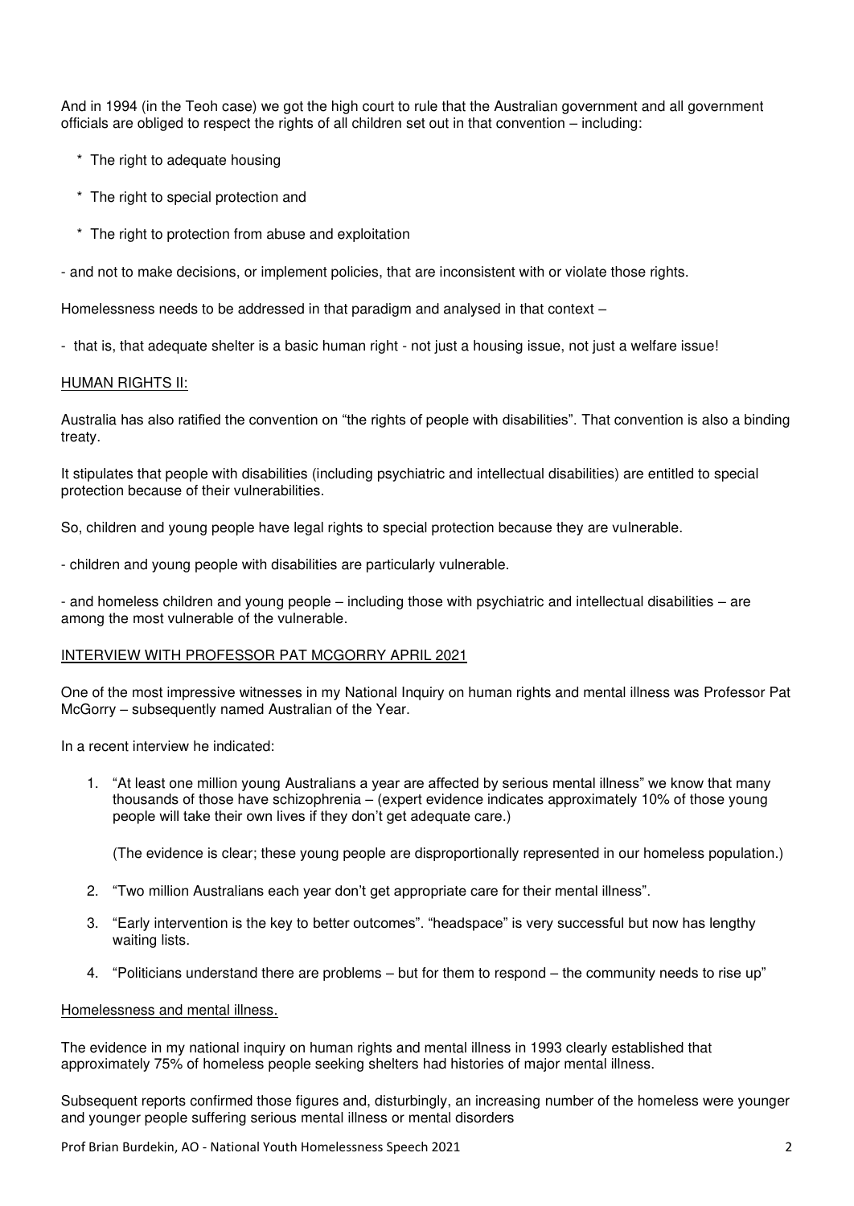And in 1994 (in the Teoh case) we got the high court to rule that the Australian government and all government officials are obliged to respect the rights of all children set out in that convention – including:

* The right to adequate housing
* The right to special protection and
* The right to protection from abuse and exploitation

- and not to make decisions, or implement policies, that are inconsistent with or violate those rights.

Homelessness needs to be addressed in that paradigm and analysed in that context –

- that is, that adequate shelter is a basic human right - not just a housing issue, not just a welfare issue!

<u>HUMAN RIGHTS II:</u>

Australia has also ratified the convention on "the rights of people with disabilities". That convention is also a binding treaty.

It stipulates that people with disabilities (including psychiatric and intellectual disabilities) are entitled to special protection because of their vulnerabilities.

So, children and young people have legal rights to special protection because they are vulnerable.

- children and young people with disabilities are particularly vulnerable.

- and homeless children and young people – including those with psychiatric and intellectual disabilities – are among the most vulnerable of the vulnerable.

<u>INTERVIEW WITH PROFESSOR PAT MCGORRY APRIL 2021</u>

One of the most impressive witnesses in my National Inquiry on human rights and mental illness was Professor Pat McGorry – subsequently named Australian of the Year.

In a recent interview he indicated:

1. "At least one million young Australians a year are affected by serious mental illness" we know that many thousands of those have schizophrenia – (expert evidence indicates approximately 10% of those young people will take their own lives if they don't get adequate care.)

   (The evidence is clear; these young people are disproportionally represented in our homeless population.)

2. "Two million Australians each year don't get appropriate care for their mental illness".
3. "Early intervention is the key to better outcomes". "headspace" is very successful but now has lengthy waiting lists.
4. "Politicians understand there are problems – but for them to respond – the community needs to rise up"

<u>Homelessness and mental illness.</u>

The evidence in my national inquiry on human rights and mental illness in 1993 clearly established that approximately 75% of homeless people seeking shelters had histories of major mental illness.

Subsequent reports confirmed those figures and, disturbingly, an increasing number of the homeless were younger and younger people suffering serious mental illness or mental disorders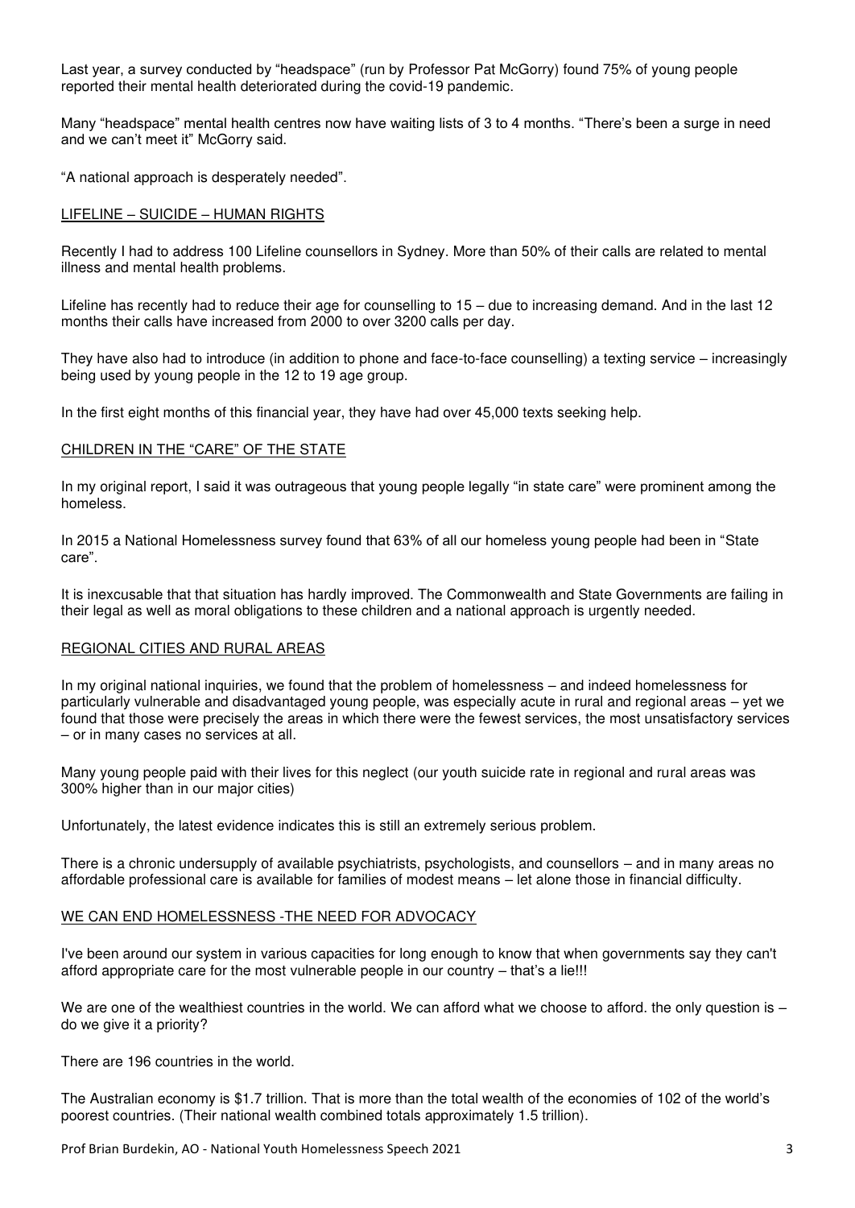Last year, a survey conducted by "headspace" (run by Professor Pat McGorry) found 75% of young people reported their mental health deteriorated during the covid-19 pandemic.

Many "headspace" mental health centres now have waiting lists of 3 to 4 months. "There's been a surge in need and we can't meet it" McGorry said.

"A national approach is desperately needed".

## LIFELINE – SUICIDE – HUMAN RIGHTS

Recently I had to address 100 Lifeline counsellors in Sydney. More than 50% of their calls are related to mental illness and mental health problems.

Lifeline has recently had to reduce their age for counselling to 15 – due to increasing demand. And in the last 12 months their calls have increased from 2000 to over 3200 calls per day.

They have also had to introduce (in addition to phone and face-to-face counselling) a texting service – increasingly being used by young people in the 12 to 19 age group.

In the first eight months of this financial year, they have had over 45,000 texts seeking help.

## CHILDREN IN THE "CARE" OF THE STATE

In my original report, I said it was outrageous that young people legally "in state care" were prominent among the homeless.

In 2015 a National Homelessness survey found that 63% of all our homeless young people had been in "State care".

It is inexcusable that that situation has hardly improved. The Commonwealth and State Governments are failing in their legal as well as moral obligations to these children and a national approach is urgently needed.

## REGIONAL CITIES AND RURAL AREAS

In my original national inquiries, we found that the problem of homelessness – and indeed homelessness for particularly vulnerable and disadvantaged young people, was especially acute in rural and regional areas – yet we found that those were precisely the areas in which there were the fewest services, the most unsatisfactory services – or in many cases no services at all.

Many young people paid with their lives for this neglect (our youth suicide rate in regional and rural areas was 300% higher than in our major cities)

Unfortunately, the latest evidence indicates this is still an extremely serious problem.

There is a chronic undersupply of available psychiatrists, psychologists, and counsellors – and in many areas no affordable professional care is available for families of modest means – let alone those in financial difficulty.

## WE CAN END HOMELESSNESS -THE NEED FOR ADVOCACY

I've been around our system in various capacities for long enough to know that when governments say they can't afford appropriate care for the most vulnerable people in our country – that's a lie!!!

We are one of the wealthiest countries in the world. We can afford what we choose to afford. the only question is – do we give it a priority?

There are 196 countries in the world.

The Australian economy is $1.7 trillion. That is more than the total wealth of the economies of 102 of the world's poorest countries. (Their national wealth combined totals approximately 1.5 trillion).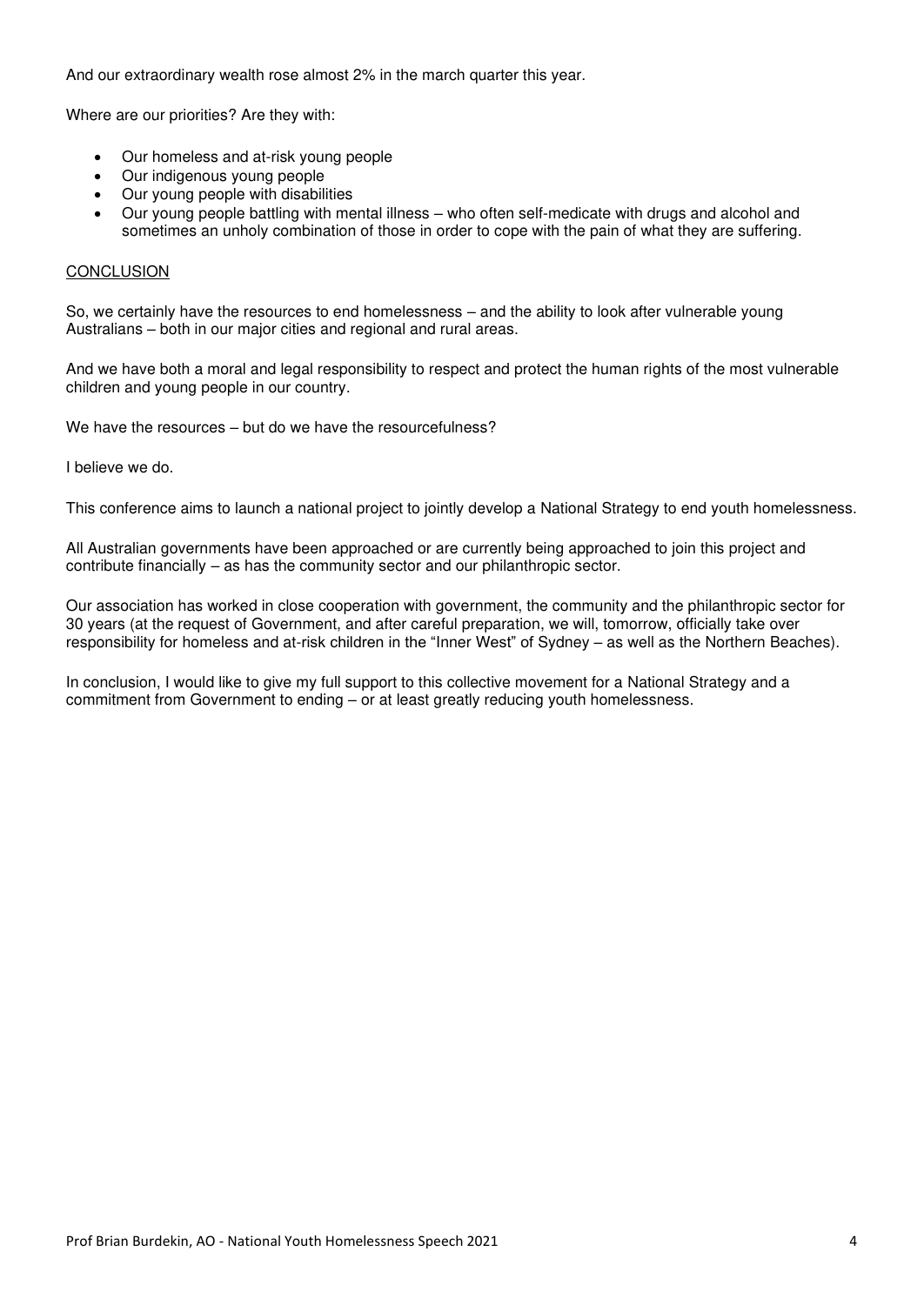And our extraordinary wealth rose almost 2% in the march quarter this year.

Where are our priorities? Are they with:

- Our homeless and at-risk young people
- Our indigenous young people
- Our young people with disabilities
- Our young people battling with mental illness – who often self-medicate with drugs and alcohol and sometimes an unholy combination of those in order to cope with the pain of what they are suffering.

## CONCLUSION

So, we certainly have the resources to end homelessness – and the ability to look after vulnerable young Australians – both in our major cities and regional and rural areas.

And we have both a moral and legal responsibility to respect and protect the human rights of the most vulnerable children and young people in our country.

We have the resources – but do we have the resourcefulness?

I believe we do.

This conference aims to launch a national project to jointly develop a National Strategy to end youth homelessness.

All Australian governments have been approached or are currently being approached to join this project and contribute financially – as has the community sector and our philanthropic sector.

Our association has worked in close cooperation with government, the community and the philanthropic sector for 30 years (at the request of Government, and after careful preparation, we will, tomorrow, officially take over responsibility for homeless and at-risk children in the "Inner West" of Sydney – as well as the Northern Beaches).

In conclusion, I would like to give my full support to this collective movement for a National Strategy and a commitment from Government to ending – or at least greatly reducing youth homelessness.